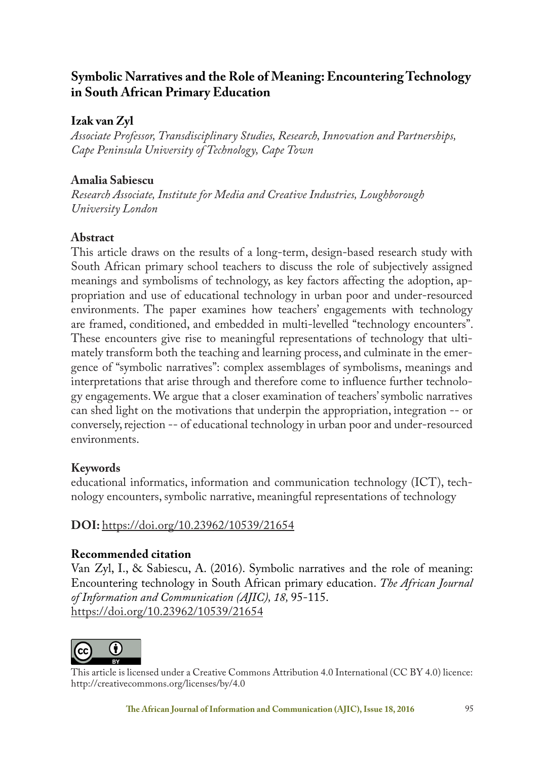# Symbolic Narratives and the Role of Meaning: Encountering Technology in South African Primary Education

**Izak van Zyl**

*Associate Professor, Transdisciplinary Studies, Research, Innovation and Partnerships, Cape Peninsula University of Technology, Cape Town*

**Amalia Sabiescu**

*Research Associate, Institute for Media and Creative Industries, Loughborough University London*

## Abstract

This article draws on the results of a long-term, design-based research study with South African primary school teachers to discuss the role of subjectively assigned meanings and symbolisms of technology, as key factors affecting the adoption, appropriation and use of educational technology in urban poor and under-resourced environments. The paper examines how teachers' engagements with technology are framed, conditioned, and embedded in multi-levelled "technology encounters". These encounters give rise to meaningful representations of technology that ultimately transform both the teaching and learning process, and culminate in the emergence of "symbolic narratives": complex assemblages of symbolisms, meanings and interpretations that arise through and therefore come to influence further technology engagements. We argue that a closer examination of teachers' symbolic narratives can shed light on the motivations that underpin the appropriation, integration -- or conversely, rejection -- of educational technology in urban poor and under-resourced environments.

## Keywords

educational informatics, information and communication technology (ICT), technology encounters, symbolic narrative, meaningful representations of technology

**DOI:** https://doi.org/10.23962/10539/21654

## Recommended citation

Van Zyl, I., & Sabiescu, A. (2016). Symbolic narratives and the role of meaning: Encountering technology in South African primary education. *The African Journal of Information and Communication (AJIC), 18,* 95-115. https://doi.org/10.23962/10539/21654

This article is licensed under a Creative Commons Attribution 4.0 International (CC BY 4.0) licence: http://creativecommons.org/licenses/by/4.0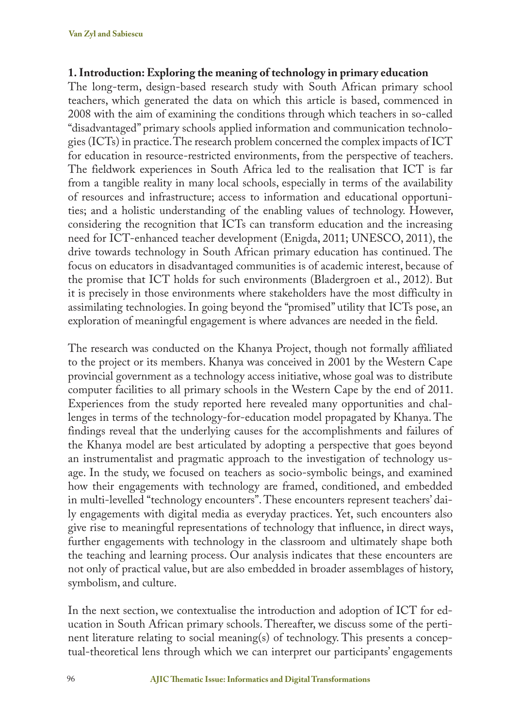## 1. Introduction: Exploring the meaning of technology in primary education

The long-term, design-based research study with South African primary school teachers, which generated the data on which this article is based, commenced in 2008 with the aim of examining the conditions through which teachers in so-called "disadvantaged" primary schools applied information and communication technologies (ICTs) in practice. The research problem concerned the complex impacts of ICT for education in resource-restricted environments, from the perspective of teachers. The fieldwork experiences in South Africa led to the realisation that ICT is far from a tangible reality in many local schools, especially in terms of the availability of resources and infrastructure; access to information and educational opportunities; and a holistic understanding of the enabling values of technology. However, considering the recognition that ICTs can transform education and the increasing need for ICT-enhanced teacher development (Enigda, 2011; UNESCO, 2011), the drive towards technology in South African primary education has continued. The focus on educators in disadvantaged communities is of academic interest, because of the promise that ICT holds for such environments (Bladergroen et al., 2012). But it is precisely in those environments where stakeholders have the most difficulty in assimilating technologies. In going beyond the "promised" utility that ICTs pose, an exploration of meaningful engagement is where advances are needed in the field.

The research was conducted on the Khanya Project, though not formally affiliated to the project or its members. Khanya was conceived in 2001 by the Western Cape provincial government as a technology access initiative, whose goal was to distribute computer facilities to all primary schools in the Western Cape by the end of 2011. Experiences from the study reported here revealed many opportunities and challenges in terms of the technology-for-education model propagated by Khanya. The findings reveal that the underlying causes for the accomplishments and failures of the Khanya model are best articulated by adopting a perspective that goes beyond an instrumentalist and pragmatic approach to the investigation of technology usage. In the study, we focused on teachers as socio-symbolic beings, and examined how their engagements with technology are framed, conditioned, and embedded in multi-levelled "technology encounters". These encounters represent teachers' daily engagements with digital media as everyday practices. Yet, such encounters also give rise to meaningful representations of technology that influence, in direct ways, further engagements with technology in the classroom and ultimately shape both the teaching and learning process. Our analysis indicates that these encounters are not only of practical value, but are also embedded in broader assemblages of history, symbolism, and culture.

In the next section, we contextualise the introduction and adoption of ICT for education in South African primary schools. Thereafter, we discuss some of the pertinent literature relating to social meaning(s) of technology. This presents a conceptual-theoretical lens through which we can interpret our participants' engagements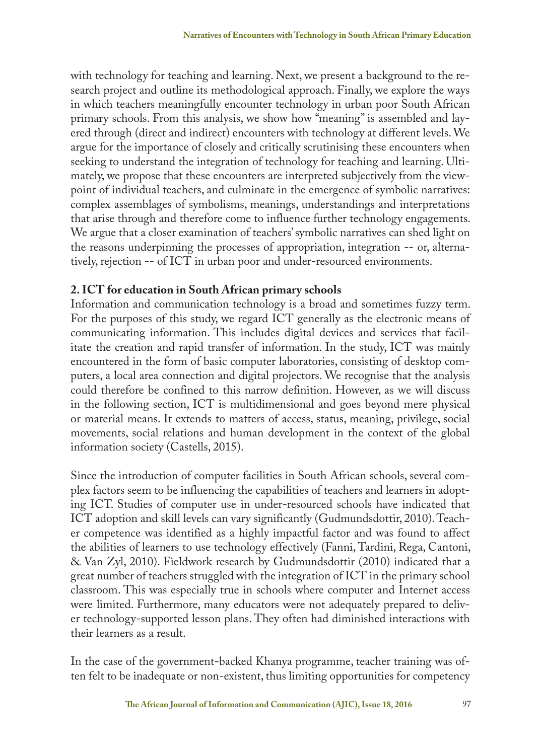with technology for teaching and learning. Next, we present a background to the research project and outline its methodological approach. Finally, we explore the ways in which teachers meaningfully encounter technology in urban poor South African primary schools. From this analysis, we show how "meaning" is assembled and layered through (direct and indirect) encounters with technology at different levels. We argue for the importance of closely and critically scrutinising these encounters when seeking to understand the integration of technology for teaching and learning. Ultimately, we propose that these encounters are interpreted subjectively from the viewpoint of individual teachers, and culminate in the emergence of symbolic narratives: complex assemblages of symbolisms, meanings, understandings and interpretations that arise through and therefore come to influence further technology engagements. We argue that a closer examination of teachers' symbolic narratives can shed light on the reasons underpinning the processes of appropriation, integration -- or, alternatively, rejection -- of ICT in urban poor and under-resourced environments.

## 2. ICT for education in South African primary schools

Information and communication technology is a broad and sometimes fuzzy term. For the purposes of this study, we regard ICT generally as the electronic means of communicating information. This includes digital devices and services that facilitate the creation and rapid transfer of information. In the study, ICT was mainly encountered in the form of basic computer laboratories, consisting of desktop computers, a local area connection and digital projectors. We recognise that the analysis could therefore be confined to this narrow definition. However, as we will discuss in the following section, ICT is multidimensional and goes beyond mere physical or material means. It extends to matters of access, status, meaning, privilege, social movements, social relations and human development in the context of the global information society (Castells, 2015).

Since the introduction of computer facilities in South African schools, several complex factors seem to be influencing the capabilities of teachers and learners in adopting ICT. Studies of computer use in under-resourced schools have indicated that ICT adoption and skill levels can vary significantly (Gudmundsdottir, 2010). Teacher competence was identified as a highly impactful factor and was found to affect the abilities of learners to use technology effectively (Fanni, Tardini, Rega, Cantoni, & Van Zyl, 2010). Fieldwork research by Gudmundsdottir (2010) indicated that a great number of teachers struggled with the integration of ICT in the primary school classroom. This was especially true in schools where computer and Internet access were limited. Furthermore, many educators were not adequately prepared to deliver technology-supported lesson plans. They often had diminished interactions with their learners as a result.

In the case of the government-backed Khanya programme, teacher training was often felt to be inadequate or non-existent, thus limiting opportunities for competency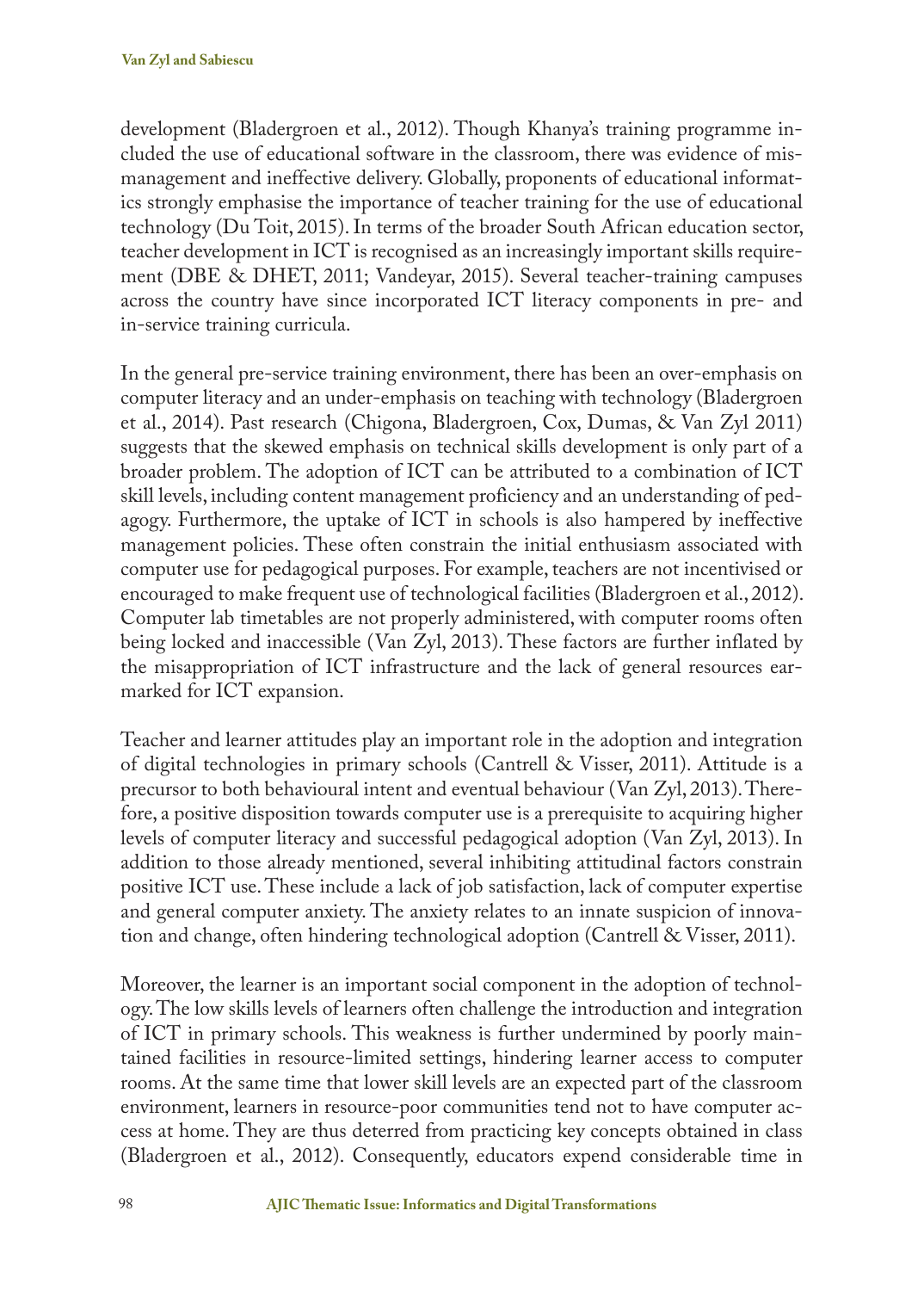development (Bladergroen et al., 2012). Though Khanya's training programme included the use of educational software in the classroom, there was evidence of mismanagement and ineffective delivery. Globally, proponents of educational informatics strongly emphasise the importance of teacher training for the use of educational technology (Du Toit, 2015). In terms of the broader South African education sector, teacher development in ICT is recognised as an increasingly important skills requirement (DBE & DHET, 2011; Vandeyar, 2015). Several teacher-training campuses across the country have since incorporated ICT literacy components in pre- and in-service training curricula.

In the general pre-service training environment, there has been an over-emphasis on computer literacy and an under-emphasis on teaching with technology (Bladergroen et al., 2014). Past research (Chigona, Bladergroen, Cox, Dumas, & Van Zyl 2011) suggests that the skewed emphasis on technical skills development is only part of a broader problem. The adoption of ICT can be attributed to a combination of ICT skill levels, including content management proficiency and an understanding of pedagogy. Furthermore, the uptake of ICT in schools is also hampered by ineffective management policies. These often constrain the initial enthusiasm associated with computer use for pedagogical purposes. For example, teachers are not incentivised or encouraged to make frequent use of technological facilities (Bladergroen et al., 2012). Computer lab timetables are not properly administered, with computer rooms often being locked and inaccessible (Van Zyl, 2013). These factors are further inflated by the misappropriation of ICT infrastructure and the lack of general resources earmarked for ICT expansion.

Teacher and learner attitudes play an important role in the adoption and integration of digital technologies in primary schools (Cantrell & Visser, 2011). Attitude is a precursor to both behavioural intent and eventual behaviour (Van Zyl, 2013). Therefore, a positive disposition towards computer use is a prerequisite to acquiring higher levels of computer literacy and successful pedagogical adoption (Van Zyl, 2013). In addition to those already mentioned, several inhibiting attitudinal factors constrain positive ICT use. These include a lack of job satisfaction, lack of computer expertise and general computer anxiety. The anxiety relates to an innate suspicion of innovation and change, often hindering technological adoption (Cantrell & Visser, 2011).

Moreover, the learner is an important social component in the adoption of technology. The low skills levels of learners often challenge the introduction and integration of ICT in primary schools. This weakness is further undermined by poorly maintained facilities in resource-limited settings, hindering learner access to computer rooms. At the same time that lower skill levels are an expected part of the classroom environment, learners in resource-poor communities tend not to have computer access at home. They are thus deterred from practicing key concepts obtained in class (Bladergroen et al., 2012). Consequently, educators expend considerable time in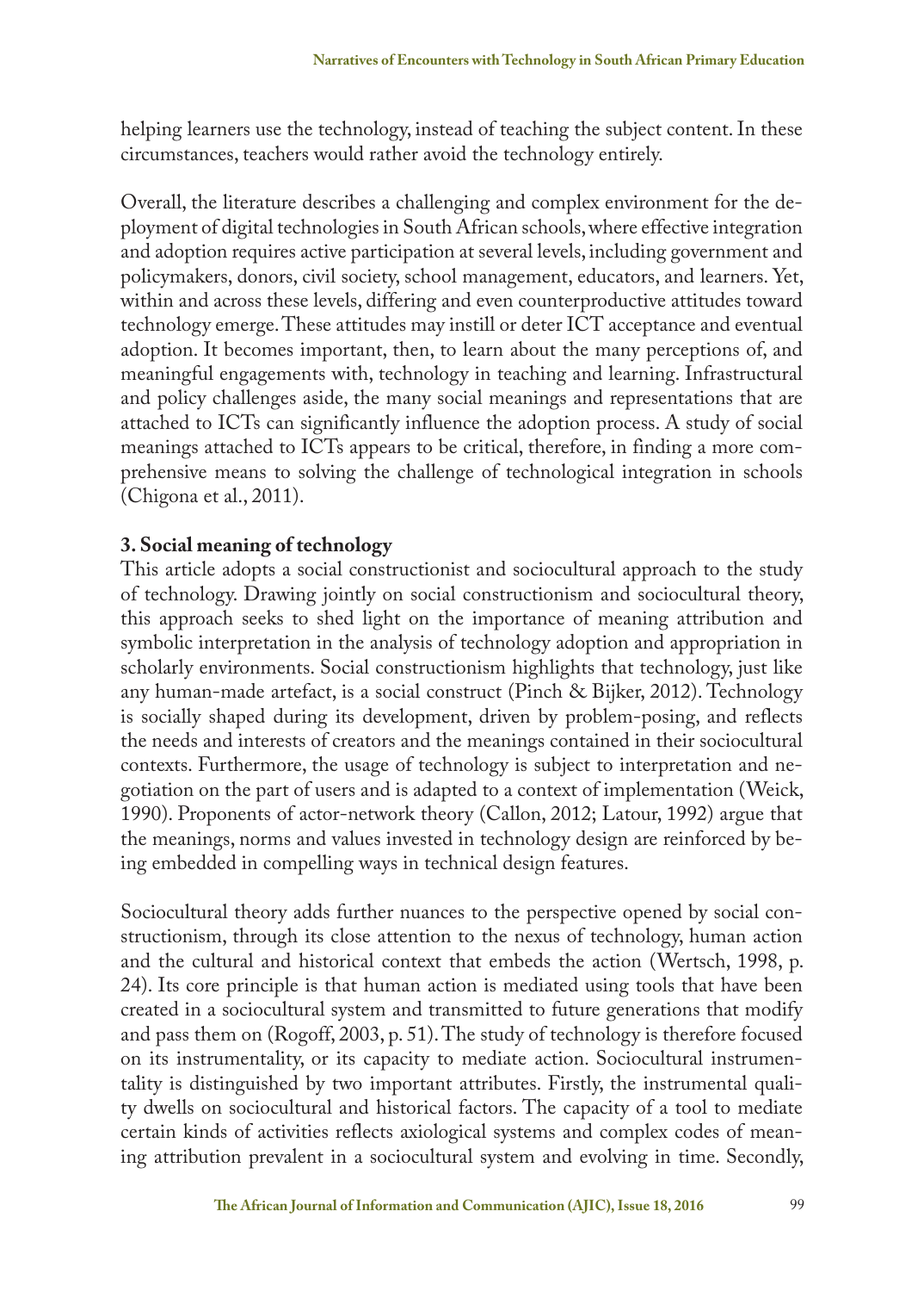helping learners use the technology, instead of teaching the subject content. In these circumstances, teachers would rather avoid the technology entirely.

Overall, the literature describes a challenging and complex environment for the deployment of digital technologies in South African schools, where effective integration and adoption requires active participation at several levels, including government and policymakers, donors, civil society, school management, educators, and learners. Yet, within and across these levels, differing and even counterproductive attitudes toward technology emerge. These attitudes may instill or deter ICT acceptance and eventual adoption. It becomes important, then, to learn about the many perceptions of, and meaningful engagements with, technology in teaching and learning. Infrastructural and policy challenges aside, the many social meanings and representations that are attached to ICTs can significantly influence the adoption process. A study of social meanings attached to ICTs appears to be critical, therefore, in finding a more comprehensive means to solving the challenge of technological integration in schools (Chigona et al., 2011).

## 3. Social meaning of technology

This article adopts a social constructionist and sociocultural approach to the study of technology. Drawing jointly on social constructionism and sociocultural theory, this approach seeks to shed light on the importance of meaning attribution and symbolic interpretation in the analysis of technology adoption and appropriation in scholarly environments. Social constructionism highlights that technology, just like any human-made artefact, is a social construct (Pinch & Bijker, 2012). Technology is socially shaped during its development, driven by problem-posing, and reflects the needs and interests of creators and the meanings contained in their sociocultural contexts. Furthermore, the usage of technology is subject to interpretation and negotiation on the part of users and is adapted to a context of implementation (Weick, 1990). Proponents of actor-network theory (Callon, 2012; Latour, 1992) argue that the meanings, norms and values invested in technology design are reinforced by being embedded in compelling ways in technical design features.

Sociocultural theory adds further nuances to the perspective opened by social constructionism, through its close attention to the nexus of technology, human action and the cultural and historical context that embeds the action (Wertsch, 1998, p. 24). Its core principle is that human action is mediated using tools that have been created in a sociocultural system and transmitted to future generations that modify and pass them on (Rogoff, 2003, p. 51). The study of technology is therefore focused on its instrumentality, or its capacity to mediate action. Sociocultural instrumentality is distinguished by two important attributes. Firstly, the instrumental quality dwells on sociocultural and historical factors. The capacity of a tool to mediate certain kinds of activities reflects axiological systems and complex codes of meaning attribution prevalent in a sociocultural system and evolving in time. Secondly,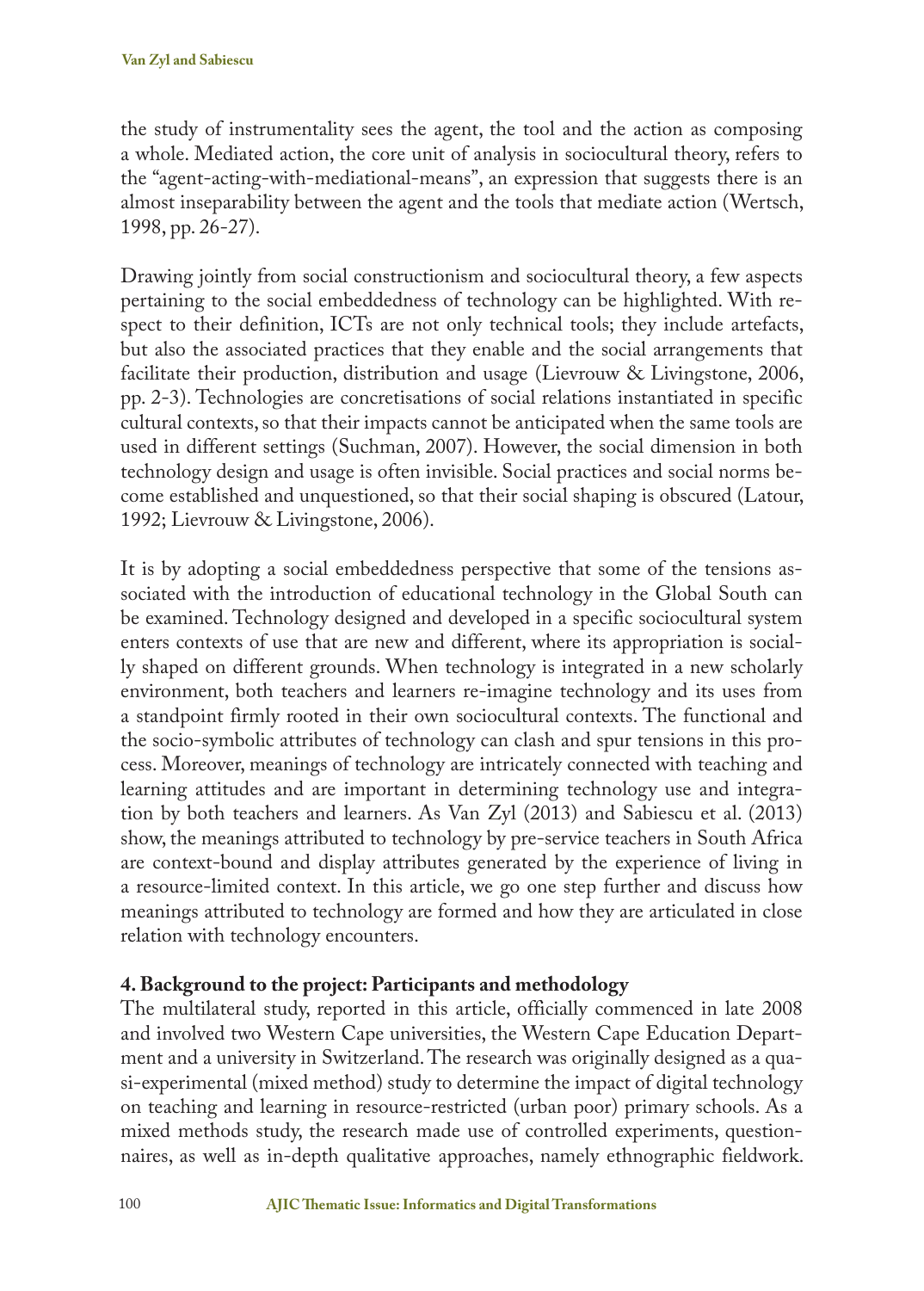the study of instrumentality sees the agent, the tool and the action as composing a whole. Mediated action, the core unit of analysis in sociocultural theory, refers to the "agent-acting-with-mediational-means", an expression that suggests there is an almost inseparability between the agent and the tools that mediate action (Wertsch, 1998, pp. 26-27).

Drawing jointly from social constructionism and sociocultural theory, a few aspects pertaining to the social embeddedness of technology can be highlighted. With respect to their definition, ICTs are not only technical tools; they include artefacts, but also the associated practices that they enable and the social arrangements that facilitate their production, distribution and usage (Lievrouw & Livingstone, 2006, pp. 2-3). Technologies are concretisations of social relations instantiated in specific cultural contexts, so that their impacts cannot be anticipated when the same tools are used in different settings (Suchman, 2007). However, the social dimension in both technology design and usage is often invisible. Social practices and social norms become established and unquestioned, so that their social shaping is obscured (Latour, 1992; Lievrouw & Livingstone, 2006).

It is by adopting a social embeddedness perspective that some of the tensions associated with the introduction of educational technology in the Global South can be examined. Technology designed and developed in a specific sociocultural system enters contexts of use that are new and different, where its appropriation is socially shaped on different grounds. When technology is integrated in a new scholarly environment, both teachers and learners re-imagine technology and its uses from a standpoint firmly rooted in their own sociocultural contexts. The functional and the socio-symbolic attributes of technology can clash and spur tensions in this process. Moreover, meanings of technology are intricately connected with teaching and learning attitudes and are important in determining technology use and integration by both teachers and learners. As Van Zyl (2013) and Sabiescu et al. (2013) show, the meanings attributed to technology by pre-service teachers in South Africa are context-bound and display attributes generated by the experience of living in a resource-limited context. In this article, we go one step further and discuss how meanings attributed to technology are formed and how they are articulated in close relation with technology encounters.

## 4. Background to the project: Participants and methodology

The multilateral study, reported in this article, officially commenced in late 2008 and involved two Western Cape universities, the Western Cape Education Department and a university in Switzerland. The research was originally designed as a quasi-experimental (mixed method) study to determine the impact of digital technology on teaching and learning in resource-restricted (urban poor) primary schools. As a mixed methods study, the research made use of controlled experiments, questionnaires, as well as in-depth qualitative approaches, namely ethnographic fieldwork.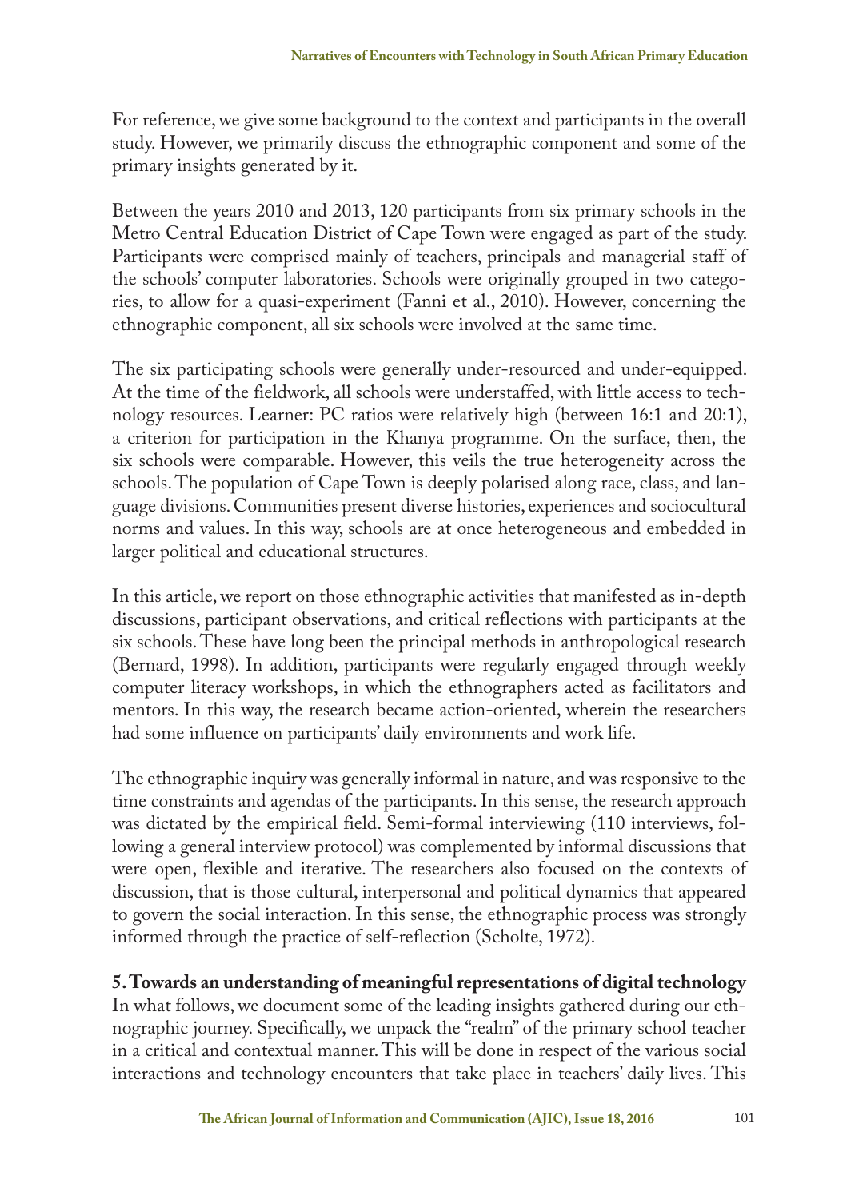For reference, we give some background to the context and participants in the overall study. However, we primarily discuss the ethnographic component and some of the primary insights generated by it.

Between the years 2010 and 2013, 120 participants from six primary schools in the Metro Central Education District of Cape Town were engaged as part of the study. Participants were comprised mainly of teachers, principals and managerial staff of the schools' computer laboratories. Schools were originally grouped in two categories, to allow for a quasi-experiment (Fanni et al., 2010). However, concerning the ethnographic component, all six schools were involved at the same time.

The six participating schools were generally under-resourced and under-equipped. At the time of the fieldwork, all schools were understaffed, with little access to technology resources. Learner: PC ratios were relatively high (between 16:1 and 20:1), a criterion for participation in the Khanya programme. On the surface, then, the six schools were comparable. However, this veils the true heterogeneity across the schools. The population of Cape Town is deeply polarised along race, class, and language divisions. Communities present diverse histories, experiences and sociocultural norms and values. In this way, schools are at once heterogeneous and embedded in larger political and educational structures.

In this article, we report on those ethnographic activities that manifested as in-depth discussions, participant observations, and critical reflections with participants at the six schools. These have long been the principal methods in anthropological research (Bernard, 1998). In addition, participants were regularly engaged through weekly computer literacy workshops, in which the ethnographers acted as facilitators and mentors. In this way, the research became action-oriented, wherein the researchers had some influence on participants' daily environments and work life.

The ethnographic inquiry was generally informal in nature, and was responsive to the time constraints and agendas of the participants. In this sense, the research approach was dictated by the empirical field. Semi-formal interviewing (110 interviews, following a general interview protocol) was complemented by informal discussions that were open, flexible and iterative. The researchers also focused on the contexts of discussion, that is those cultural, interpersonal and political dynamics that appeared to govern the social interaction. In this sense, the ethnographic process was strongly informed through the practice of self-reflection (Scholte, 1972).

## 5. Towards an understanding of meaningful representations of digital technology

In what follows, we document some of the leading insights gathered during our ethnographic journey. Specifically, we unpack the "realm" of the primary school teacher in a critical and contextual manner. This will be done in respect of the various social interactions and technology encounters that take place in teachers' daily lives. This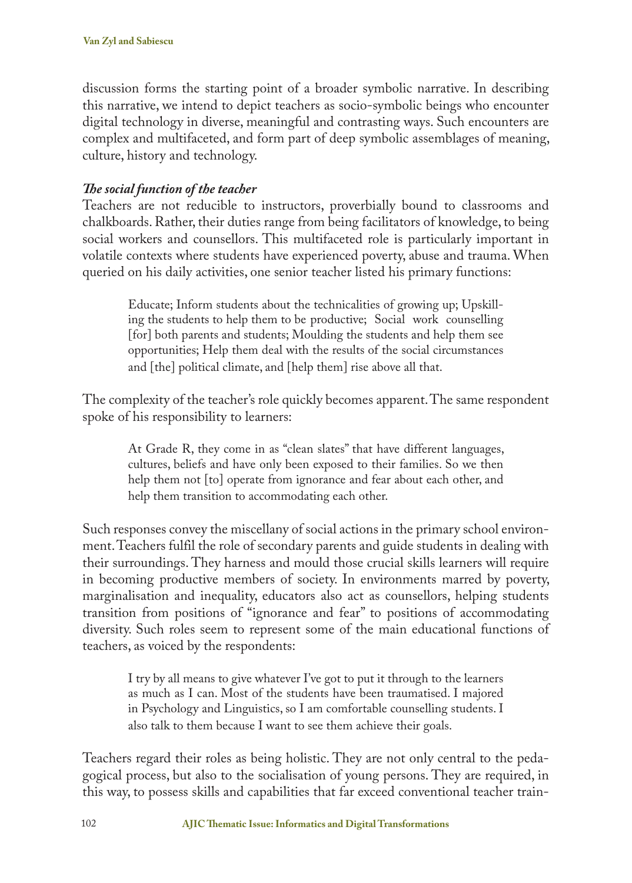discussion forms the starting point of a broader symbolic narrative. In describing this narrative, we intend to depict teachers as socio-symbolic beings who encounter digital technology in diverse, meaningful and contrasting ways. Such encounters are complex and multifaceted, and form part of deep symbolic assemblages of meaning, culture, history and technology.

### *The social function of the teacher*

Teachers are not reducible to instructors, proverbially bound to classrooms and chalkboards. Rather, their duties range from being facilitators of knowledge, to being social workers and counsellors. This multifaceted role is particularly important in volatile contexts where students have experienced poverty, abuse and trauma. When queried on his daily activities, one senior teacher listed his primary functions:

> Educate; Inform students about the technicalities of growing up; Upskilling the students to help them to be productive; Social work counselling [for] both parents and students; Moulding the students and help them see opportunities; Help them deal with the results of the social circumstances and [the] political climate, and [help them] rise above all that.

The complexity of the teacher's role quickly becomes apparent. The same respondent spoke of his responsibility to learners:

> At Grade R, they come in as "clean slates" that have different languages, cultures, beliefs and have only been exposed to their families. So we then help them not [to] operate from ignorance and fear about each other, and help them transition to accommodating each other.

Such responses convey the miscellany of social actions in the primary school environment. Teachers fulfil the role of secondary parents and guide students in dealing with their surroundings. They harness and mould those crucial skills learners will require in becoming productive members of society. In environments marred by poverty, marginalisation and inequality, educators also act as counsellors, helping students transition from positions of "ignorance and fear" to positions of accommodating diversity. Such roles seem to represent some of the main educational functions of teachers, as voiced by the respondents:

> I try by all means to give whatever I've got to put it through to the learners as much as I can. Most of the students have been traumatised. I majored in Psychology and Linguistics, so I am comfortable counselling students. I also talk to them because I want to see them achieve their goals.

Teachers regard their roles as being holistic. They are not only central to the pedagogical process, but also to the socialisation of young persons. They are required, in this way, to possess skills and capabilities that far exceed conventional teacher train-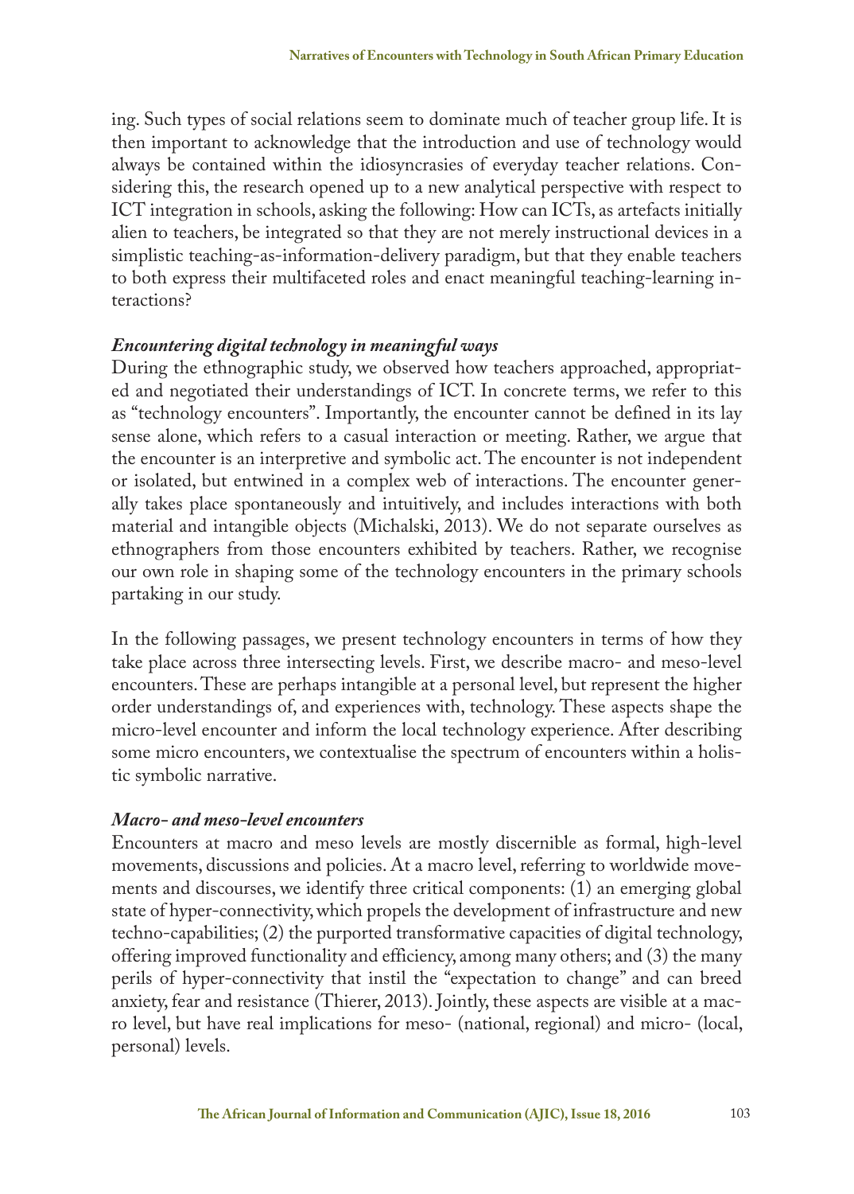ing. Such types of social relations seem to dominate much of teacher group life. It is then important to acknowledge that the introduction and use of technology would always be contained within the idiosyncrasies of everyday teacher relations. Considering this, the research opened up to a new analytical perspective with respect to ICT integration in schools, asking the following: How can ICTs, as artefacts initially alien to teachers, be integrated so that they are not merely instructional devices in a simplistic teaching-as-information-delivery paradigm, but that they enable teachers to both express their multifaceted roles and enact meaningful teaching-learning interactions?

### *Encountering digital technology in meaningful ways*

During the ethnographic study, we observed how teachers approached, appropriated and negotiated their understandings of ICT. In concrete terms, we refer to this as "technology encounters". Importantly, the encounter cannot be defined in its lay sense alone, which refers to a casual interaction or meeting. Rather, we argue that the encounter is an interpretive and symbolic act. The encounter is not independent or isolated, but entwined in a complex web of interactions. The encounter generally takes place spontaneously and intuitively, and includes interactions with both material and intangible objects (Michalski, 2013). We do not separate ourselves as ethnographers from those encounters exhibited by teachers. Rather, we recognise our own role in shaping some of the technology encounters in the primary schools partaking in our study.

In the following passages, we present technology encounters in terms of how they take place across three intersecting levels. First, we describe macro- and meso-level encounters. These are perhaps intangible at a personal level, but represent the higher order understandings of, and experiences with, technology. These aspects shape the micro-level encounter and inform the local technology experience. After describing some micro encounters, we contextualise the spectrum of encounters within a holistic symbolic narrative.

### *Macro- and meso-level encounters*

Encounters at macro and meso levels are mostly discernible as formal, high-level movements, discussions and policies. At a macro level, referring to worldwide movements and discourses, we identify three critical components: (1) an emerging global state of hyper-connectivity, which propels the development of infrastructure and new techno-capabilities; (2) the purported transformative capacities of digital technology, offering improved functionality and efficiency, among many others; and (3) the many perils of hyper-connectivity that instil the "expectation to change" and can breed anxiety, fear and resistance (Thierer, 2013). Jointly, these aspects are visible at a macro level, but have real implications for meso- (national, regional) and micro- (local, personal) levels.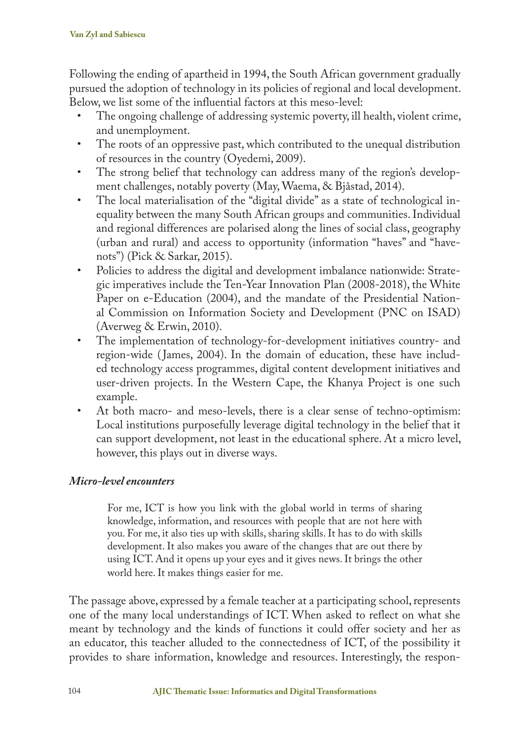Following the ending of apartheid in 1994, the South African government gradually pursued the adoption of technology in its policies of regional and local development. Below, we list some of the influential factors at this meso-level:

- The ongoing challenge of addressing systemic poverty, ill health, violent crime, and unemployment.
- The roots of an oppressive past, which contributed to the unequal distribution of resources in the country (Oyedemi, 2009).
- The strong belief that technology can address many of the region's development challenges, notably poverty (May, Waema, & Bjåstad, 2014).
- The local materialisation of the "digital divide" as a state of technological inequality between the many South African groups and communities. Individual and regional differences are polarised along the lines of social class, geography (urban and rural) and access to opportunity (information "haves" and "have-nots") (Pick & Sarkar, 2015).
- Policies to address the digital and development imbalance nationwide: Strategic imperatives include the Ten-Year Innovation Plan (2008-2018), the White Paper on e-Education (2004), and the mandate of the Presidential National Commission on Information Society and Development (PNC on ISAD) (Averweg & Erwin, 2010).
- The implementation of technology-for-development initiatives country- and region-wide (James, 2004). In the domain of education, these have included technology access programmes, digital content development initiatives and user-driven projects. In the Western Cape, the Khanya Project is one such example.
- At both macro- and meso-levels, there is a clear sense of techno-optimism: Local institutions purposefully leverage digital technology in the belief that it can support development, not least in the educational sphere. At a micro level, however, this plays out in diverse ways.

### *Micro-level encounters*

> For me, ICT is how you link with the global world in terms of sharing knowledge, information, and resources with people that are not here with you. For me, it also ties up with skills, sharing skills. It has to do with skills development. It also makes you aware of the changes that are out there by using ICT. And it opens up your eyes and it gives news. It brings the other world here. It makes things easier for me.

The passage above, expressed by a female teacher at a participating school, represents one of the many local understandings of ICT. When asked to reflect on what she meant by technology and the kinds of functions it could offer society and her as an educator, this teacher alluded to the connectedness of ICT, of the possibility it provides to share information, knowledge and resources. Interestingly, the respon-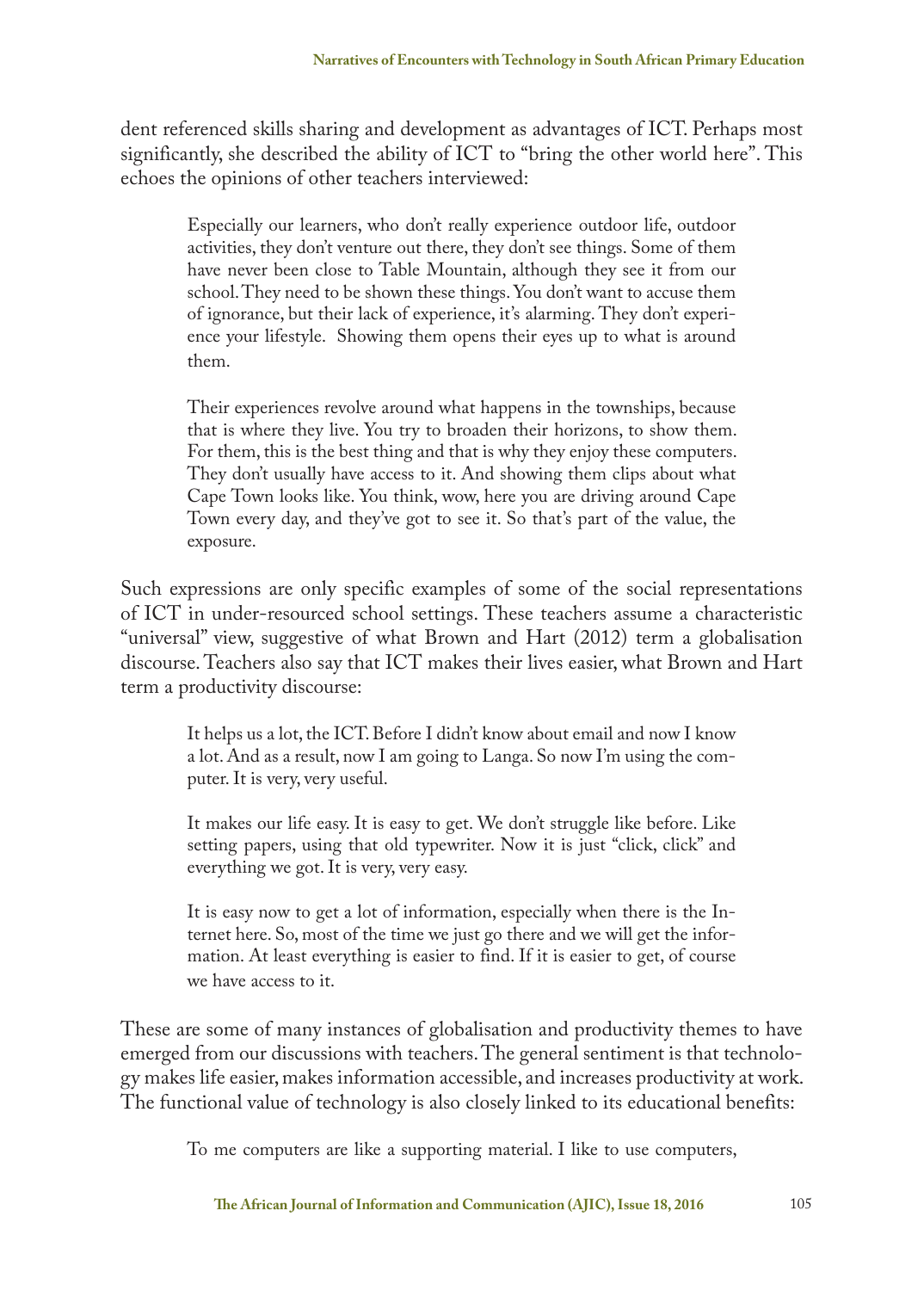dent referenced skills sharing and development as advantages of ICT. Perhaps most significantly, she described the ability of ICT to "bring the other world here". This echoes the opinions of other teachers interviewed:

> Especially our learners, who don't really experience outdoor life, outdoor activities, they don't venture out there, they don't see things. Some of them have never been close to Table Mountain, although they see it from our school. They need to be shown these things. You don't want to accuse them of ignorance, but their lack of experience, it's alarming. They don't experience your lifestyle. Showing them opens their eyes up to what is around them.
>
> Their experiences revolve around what happens in the townships, because that is where they live. You try to broaden their horizons, to show them. For them, this is the best thing and that is why they enjoy these computers. They don't usually have access to it. And showing them clips about what Cape Town looks like. You think, wow, here you are driving around Cape Town every day, and they've got to see it. So that's part of the value, the exposure.

Such expressions are only specific examples of some of the social representations of ICT in under-resourced school settings. These teachers assume a characteristic "universal" view, suggestive of what Brown and Hart (2012) term a globalisation discourse. Teachers also say that ICT makes their lives easier, what Brown and Hart term a productivity discourse:

> It helps us a lot, the ICT. Before I didn't know about email and now I know a lot. And as a result, now I am going to Langa. So now I'm using the computer. It is very, very useful.
>
> It makes our life easy. It is easy to get. We don't struggle like before. Like setting papers, using that old typewriter. Now it is just "click, click" and everything we got. It is very, very easy.
>
> It is easy now to get a lot of information, especially when there is the Internet here. So, most of the time we just go there and we will get the information. At least everything is easier to find. If it is easier to get, of course we have access to it.

These are some of many instances of globalisation and productivity themes to have emerged from our discussions with teachers. The general sentiment is that technology makes life easier, makes information accessible, and increases productivity at work. The functional value of technology is also closely linked to its educational benefits:

> To me computers are like a supporting material. I like to use computers,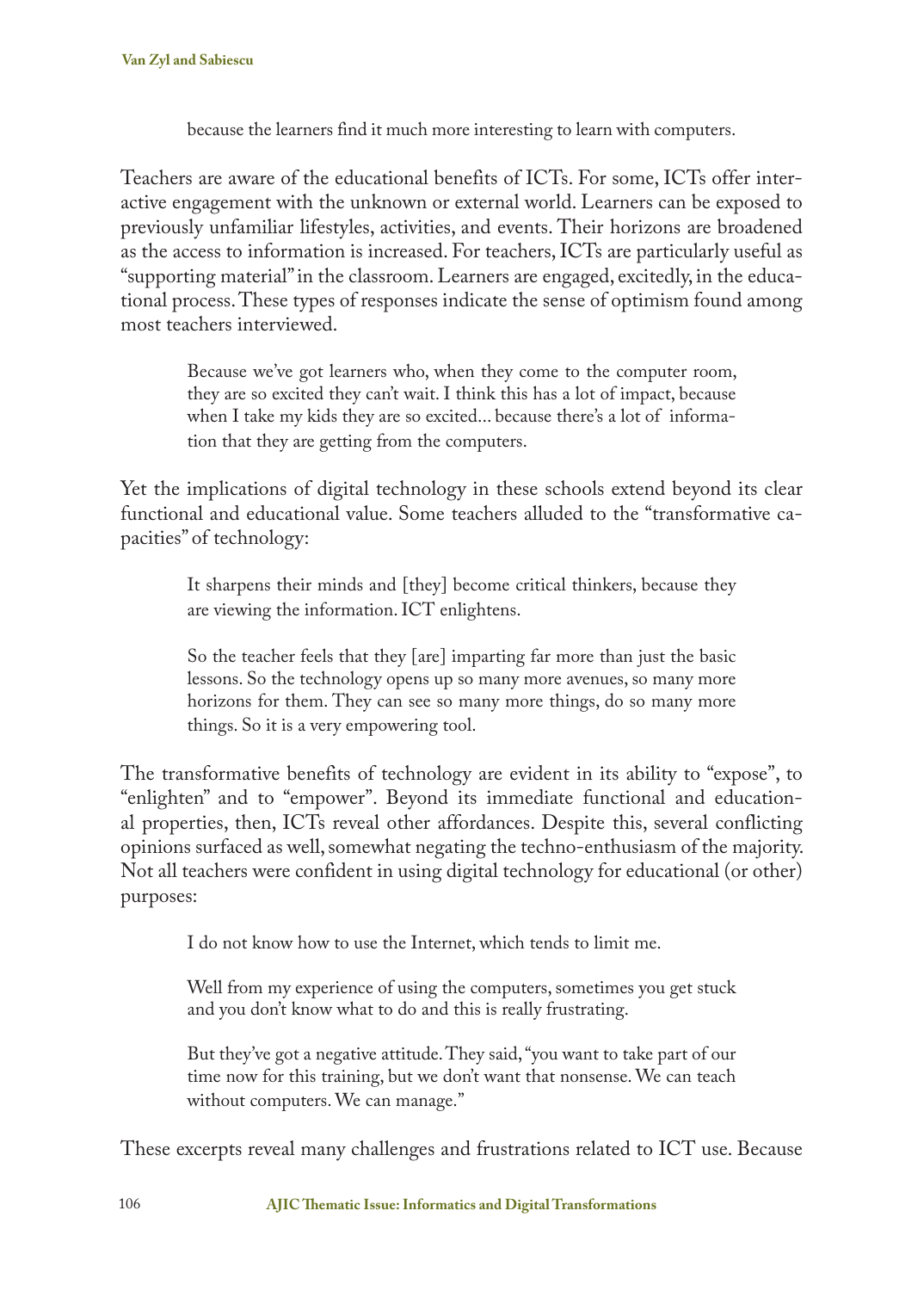> because the learners find it much more interesting to learn with computers.

Teachers are aware of the educational benefits of ICTs. For some, ICTs offer interactive engagement with the unknown or external world. Learners can be exposed to previously unfamiliar lifestyles, activities, and events. Their horizons are broadened as the access to information is increased. For teachers, ICTs are particularly useful as "supporting material" in the classroom. Learners are engaged, excitedly, in the educational process. These types of responses indicate the sense of optimism found among most teachers interviewed.

> Because we've got learners who, when they come to the computer room, they are so excited they can't wait. I think this has a lot of impact, because when I take my kids they are so excited... because there's a lot of information that they are getting from the computers.

Yet the implications of digital technology in these schools extend beyond its clear functional and educational value. Some teachers alluded to the "transformative capacities" of technology:

> It sharpens their minds and [they] become critical thinkers, because they are viewing the information. ICT enlightens.

> So the teacher feels that they [are] imparting far more than just the basic lessons. So the technology opens up so many more avenues, so many more horizons for them. They can see so many more things, do so many more things. So it is a very empowering tool.

The transformative benefits of technology are evident in its ability to "expose", to "enlighten" and to "empower". Beyond its immediate functional and educational properties, then, ICTs reveal other affordances. Despite this, several conflicting opinions surfaced as well, somewhat negating the techno-enthusiasm of the majority. Not all teachers were confident in using digital technology for educational (or other) purposes:

> I do not know how to use the Internet, which tends to limit me.

> Well from my experience of using the computers, sometimes you get stuck and you don't know what to do and this is really frustrating.

> But they've got a negative attitude. They said, "you want to take part of our time now for this training, but we don't want that nonsense. We can teach without computers. We can manage."

These excerpts reveal many challenges and frustrations related to ICT use. Because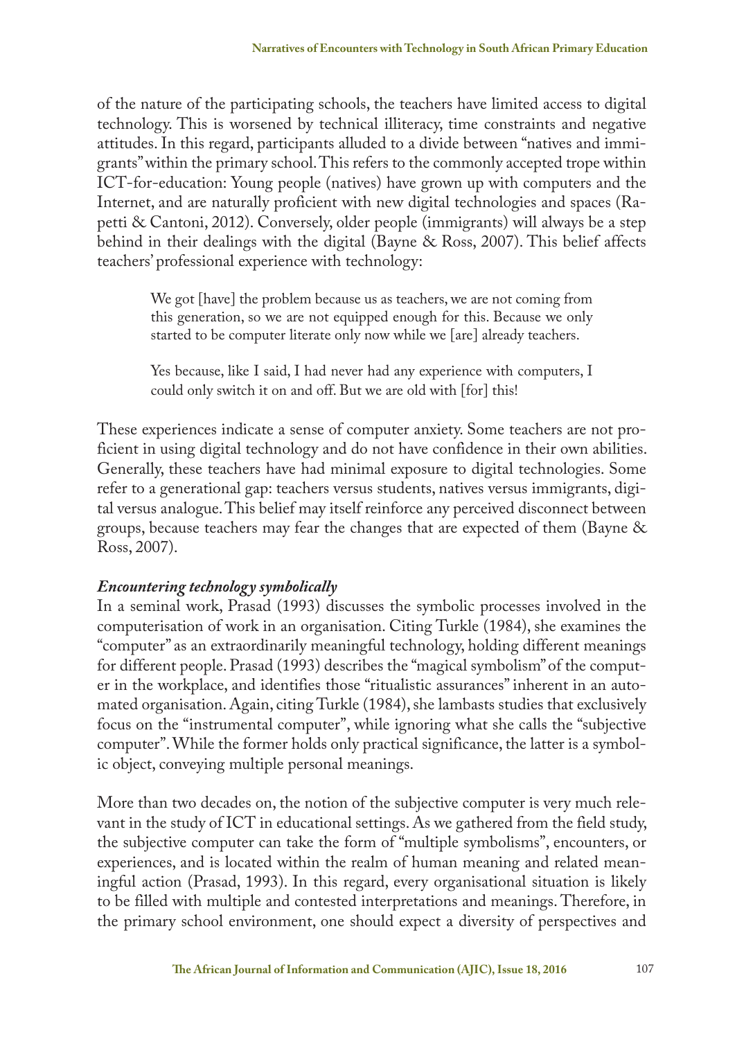of the nature of the participating schools, the teachers have limited access to digital technology. This is worsened by technical illiteracy, time constraints and negative attitudes. In this regard, participants alluded to a divide between "natives and immigrants" within the primary school. This refers to the commonly accepted trope within ICT-for-education: Young people (natives) have grown up with computers and the Internet, and are naturally proficient with new digital technologies and spaces (Rapetti & Cantoni, 2012). Conversely, older people (immigrants) will always be a step behind in their dealings with the digital (Bayne & Ross, 2007). This belief affects teachers' professional experience with technology:

> We got [have] the problem because us as teachers, we are not coming from this generation, so we are not equipped enough for this. Because we only started to be computer literate only now while we [are] already teachers.
>
> Yes because, like I said, I had never had any experience with computers, I could only switch it on and off. But we are old with [for] this!

These experiences indicate a sense of computer anxiety. Some teachers are not proficient in using digital technology and do not have confidence in their own abilities. Generally, these teachers have had minimal exposure to digital technologies. Some refer to a generational gap: teachers versus students, natives versus immigrants, digital versus analogue. This belief may itself reinforce any perceived disconnect between groups, because teachers may fear the changes that are expected of them (Bayne & Ross, 2007).

### *Encountering technology symbolically*

In a seminal work, Prasad (1993) discusses the symbolic processes involved in the computerisation of work in an organisation. Citing Turkle (1984), she examines the "computer" as an extraordinarily meaningful technology, holding different meanings for different people. Prasad (1993) describes the "magical symbolism" of the computer in the workplace, and identifies those "ritualistic assurances" inherent in an automated organisation. Again, citing Turkle (1984), she lambasts studies that exclusively focus on the "instrumental computer", while ignoring what she calls the "subjective computer". While the former holds only practical significance, the latter is a symbolic object, conveying multiple personal meanings.

More than two decades on, the notion of the subjective computer is very much relevant in the study of ICT in educational settings. As we gathered from the field study, the subjective computer can take the form of "multiple symbolisms", encounters, or experiences, and is located within the realm of human meaning and related meaningful action (Prasad, 1993). In this regard, every organisational situation is likely to be filled with multiple and contested interpretations and meanings. Therefore, in the primary school environment, one should expect a diversity of perspectives and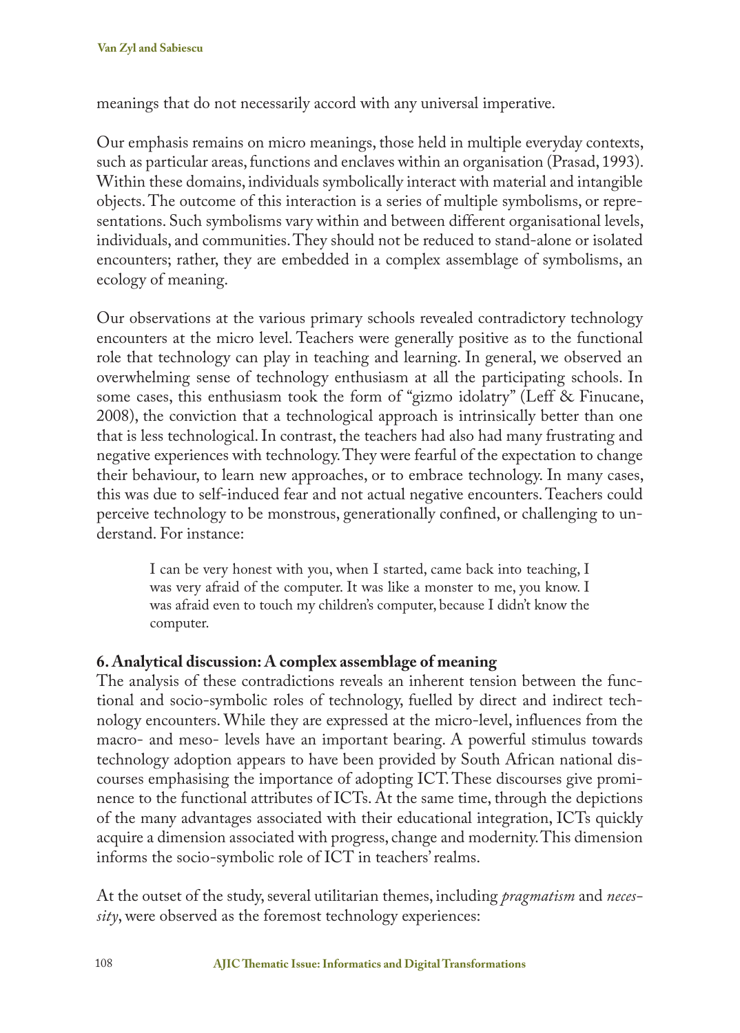meanings that do not necessarily accord with any universal imperative.

Our emphasis remains on micro meanings, those held in multiple everyday contexts, such as particular areas, functions and enclaves within an organisation (Prasad, 1993). Within these domains, individuals symbolically interact with material and intangible objects. The outcome of this interaction is a series of multiple symbolisms, or representations. Such symbolisms vary within and between different organisational levels, individuals, and communities. They should not be reduced to stand-alone or isolated encounters; rather, they are embedded in a complex assemblage of symbolisms, an ecology of meaning.

Our observations at the various primary schools revealed contradictory technology encounters at the micro level. Teachers were generally positive as to the functional role that technology can play in teaching and learning. In general, we observed an overwhelming sense of technology enthusiasm at all the participating schools. In some cases, this enthusiasm took the form of "gizmo idolatry" (Leff & Finucane, 2008), the conviction that a technological approach is intrinsically better than one that is less technological. In contrast, the teachers had also had many frustrating and negative experiences with technology. They were fearful of the expectation to change their behaviour, to learn new approaches, or to embrace technology. In many cases, this was due to self-induced fear and not actual negative encounters. Teachers could perceive technology to be monstrous, generationally confined, or challenging to understand. For instance:

> I can be very honest with you, when I started, came back into teaching, I was very afraid of the computer. It was like a monster to me, you know. I was afraid even to touch my children's computer, because I didn't know the computer.

## 6. Analytical discussion: A complex assemblage of meaning

The analysis of these contradictions reveals an inherent tension between the functional and socio-symbolic roles of technology, fuelled by direct and indirect technology encounters. While they are expressed at the micro-level, influences from the macro- and meso- levels have an important bearing. A powerful stimulus towards technology adoption appears to have been provided by South African national discourses emphasising the importance of adopting ICT. These discourses give prominence to the functional attributes of ICTs. At the same time, through the depictions of the many advantages associated with their educational integration, ICTs quickly acquire a dimension associated with progress, change and modernity. This dimension informs the socio-symbolic role of ICT in teachers' realms.

At the outset of the study, several utilitarian themes, including *pragmatism* and *necessity*, were observed as the foremost technology experiences: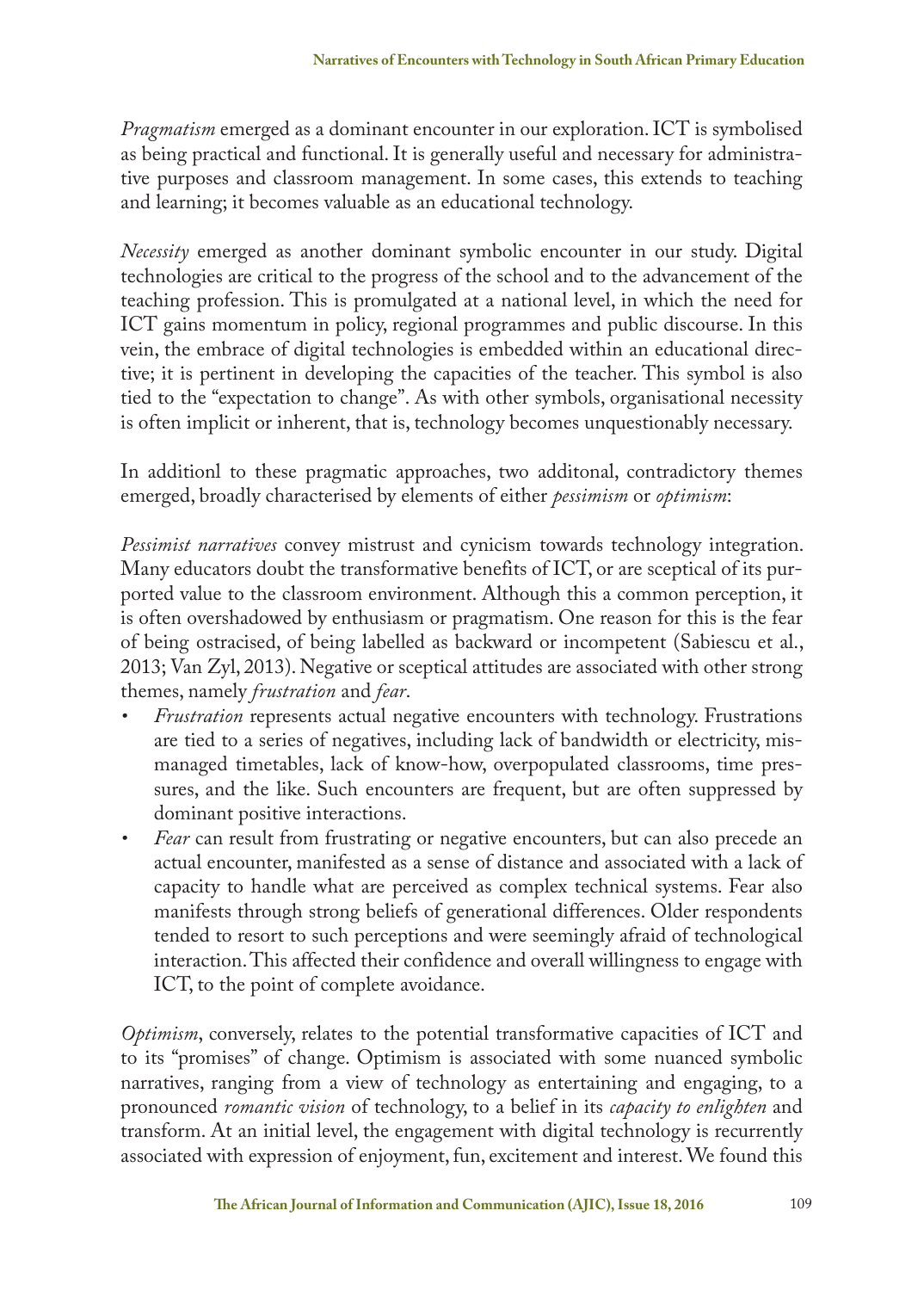*Pragmatism* emerged as a dominant encounter in our exploration. ICT is symbolised as being practical and functional. It is generally useful and necessary for administrative purposes and classroom management. In some cases, this extends to teaching and learning; it becomes valuable as an educational technology.

*Necessity* emerged as another dominant symbolic encounter in our study. Digital technologies are critical to the progress of the school and to the advancement of the teaching profession. This is promulgated at a national level, in which the need for ICT gains momentum in policy, regional programmes and public discourse. In this vein, the embrace of digital technologies is embedded within an educational directive; it is pertinent in developing the capacities of the teacher. This symbol is also tied to the "expectation to change". As with other symbols, organisational necessity is often implicit or inherent, that is, technology becomes unquestionably necessary.

In additionl to these pragmatic approaches, two additonal, contradictory themes emerged, broadly characterised by elements of either *pessimism* or *optimism*:

*Pessimist narratives* convey mistrust and cynicism towards technology integration. Many educators doubt the transformative benefits of ICT, or are sceptical of its purported value to the classroom environment. Although this a common perception, it is often overshadowed by enthusiasm or pragmatism. One reason for this is the fear of being ostracised, of being labelled as backward or incompetent (Sabiescu et al., 2013; Van Zyl, 2013). Negative or sceptical attitudes are associated with other strong themes, namely *frustration* and *fear*.

- *Frustration* represents actual negative encounters with technology. Frustrations are tied to a series of negatives, including lack of bandwidth or electricity, mismanaged timetables, lack of know-how, overpopulated classrooms, time pressures, and the like. Such encounters are frequent, but are often suppressed by dominant positive interactions.
- *Fear* can result from frustrating or negative encounters, but can also precede an actual encounter, manifested as a sense of distance and associated with a lack of capacity to handle what are perceived as complex technical systems. Fear also manifests through strong beliefs of generational differences. Older respondents tended to resort to such perceptions and were seemingly afraid of technological interaction. This affected their confidence and overall willingness to engage with ICT, to the point of complete avoidance.

*Optimism*, conversely, relates to the potential transformative capacities of ICT and to its "promises" of change. Optimism is associated with some nuanced symbolic narratives, ranging from a view of technology as entertaining and engaging, to a pronounced *romantic vision* of technology, to a belief in its *capacity to enlighten* and transform. At an initial level, the engagement with digital technology is recurrently associated with expression of enjoyment, fun, excitement and interest. We found this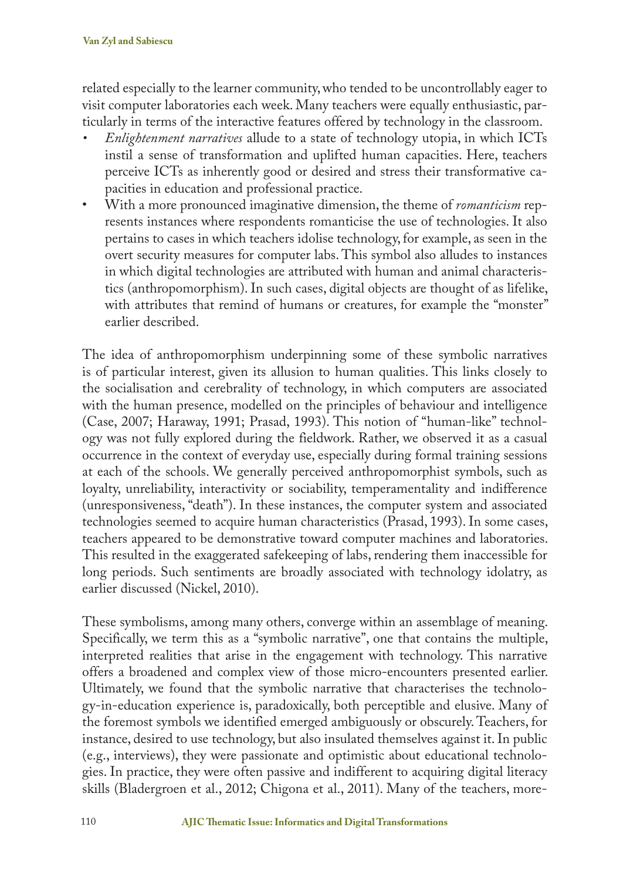related especially to the learner community, who tended to be uncontrollably eager to visit computer laboratories each week. Many teachers were equally enthusiastic, particularly in terms of the interactive features offered by technology in the classroom.

- *Enlightenment narratives* allude to a state of technology utopia, in which ICTs instil a sense of transformation and uplifted human capacities. Here, teachers perceive ICTs as inherently good or desired and stress their transformative capacities in education and professional practice.
- With a more pronounced imaginative dimension, the theme of *romanticism* represents instances where respondents romanticise the use of technologies. It also pertains to cases in which teachers idolise technology, for example, as seen in the overt security measures for computer labs. This symbol also alludes to instances in which digital technologies are attributed with human and animal characteristics (anthropomorphism). In such cases, digital objects are thought of as lifelike, with attributes that remind of humans or creatures, for example the "monster" earlier described.

The idea of anthropomorphism underpinning some of these symbolic narratives is of particular interest, given its allusion to human qualities. This links closely to the socialisation and cerebrality of technology, in which computers are associated with the human presence, modelled on the principles of behaviour and intelligence (Case, 2007; Haraway, 1991; Prasad, 1993). This notion of "human-like" technology was not fully explored during the fieldwork. Rather, we observed it as a casual occurrence in the context of everyday use, especially during formal training sessions at each of the schools. We generally perceived anthropomorphist symbols, such as loyalty, unreliability, interactivity or sociability, temperamentality and indifference (unresponsiveness, "death"). In these instances, the computer system and associated technologies seemed to acquire human characteristics (Prasad, 1993). In some cases, teachers appeared to be demonstrative toward computer machines and laboratories. This resulted in the exaggerated safekeeping of labs, rendering them inaccessible for long periods. Such sentiments are broadly associated with technology idolatry, as earlier discussed (Nickel, 2010).

These symbolisms, among many others, converge within an assemblage of meaning. Specifically, we term this as a "symbolic narrative", one that contains the multiple, interpreted realities that arise in the engagement with technology. This narrative offers a broadened and complex view of those micro-encounters presented earlier. Ultimately, we found that the symbolic narrative that characterises the technology-in-education experience is, paradoxically, both perceptible and elusive. Many of the foremost symbols we identified emerged ambiguously or obscurely. Teachers, for instance, desired to use technology, but also insulated themselves against it. In public (e.g., interviews), they were passionate and optimistic about educational technologies. In practice, they were often passive and indifferent to acquiring digital literacy skills (Bladergroen et al., 2012; Chigona et al., 2011). Many of the teachers, more-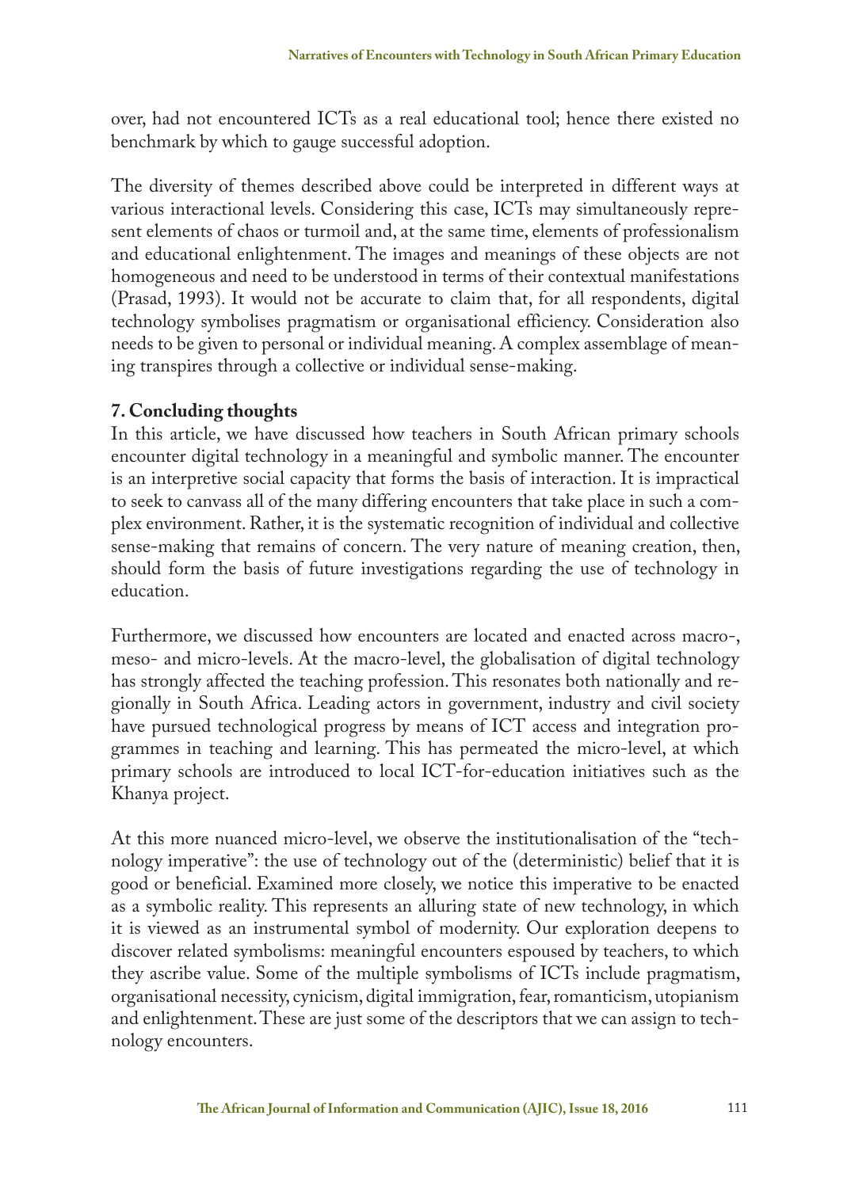over, had not encountered ICTs as a real educational tool; hence there existed no benchmark by which to gauge successful adoption.

The diversity of themes described above could be interpreted in different ways at various interactional levels. Considering this case, ICTs may simultaneously represent elements of chaos or turmoil and, at the same time, elements of professionalism and educational enlightenment. The images and meanings of these objects are not homogeneous and need to be understood in terms of their contextual manifestations (Prasad, 1993). It would not be accurate to claim that, for all respondents, digital technology symbolises pragmatism or organisational efficiency. Consideration also needs to be given to personal or individual meaning. A complex assemblage of meaning transpires through a collective or individual sense-making.

## 7. Concluding thoughts

In this article, we have discussed how teachers in South African primary schools encounter digital technology in a meaningful and symbolic manner. The encounter is an interpretive social capacity that forms the basis of interaction. It is impractical to seek to canvass all of the many differing encounters that take place in such a complex environment. Rather, it is the systematic recognition of individual and collective sense-making that remains of concern. The very nature of meaning creation, then, should form the basis of future investigations regarding the use of technology in education.

Furthermore, we discussed how encounters are located and enacted across macro-, meso- and micro-levels. At the macro-level, the globalisation of digital technology has strongly affected the teaching profession. This resonates both nationally and regionally in South Africa. Leading actors in government, industry and civil society have pursued technological progress by means of ICT access and integration programmes in teaching and learning. This has permeated the micro-level, at which primary schools are introduced to local ICT-for-education initiatives such as the Khanya project.

At this more nuanced micro-level, we observe the institutionalisation of the "technology imperative": the use of technology out of the (deterministic) belief that it is good or beneficial. Examined more closely, we notice this imperative to be enacted as a symbolic reality. This represents an alluring state of new technology, in which it is viewed as an instrumental symbol of modernity. Our exploration deepens to discover related symbolisms: meaningful encounters espoused by teachers, to which they ascribe value. Some of the multiple symbolisms of ICTs include pragmatism, organisational necessity, cynicism, digital immigration, fear, romanticism, utopianism and enlightenment. These are just some of the descriptors that we can assign to technology encounters.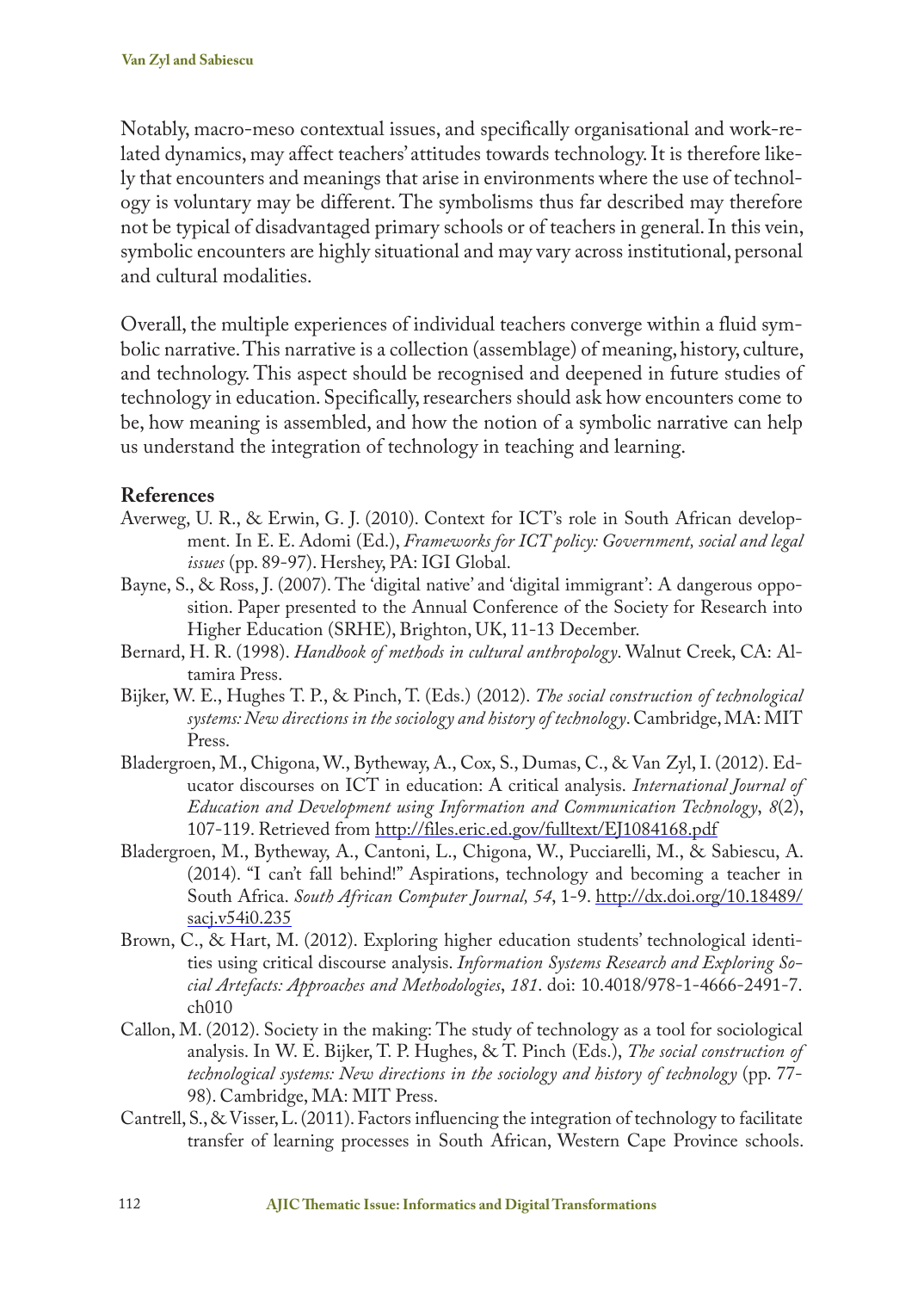Notably, macro-meso contextual issues, and specifically organisational and work-related dynamics, may affect teachers' attitudes towards technology. It is therefore likely that encounters and meanings that arise in environments where the use of technology is voluntary may be different. The symbolisms thus far described may therefore not be typical of disadvantaged primary schools or of teachers in general. In this vein, symbolic encounters are highly situational and may vary across institutional, personal and cultural modalities.

Overall, the multiple experiences of individual teachers converge within a fluid symbolic narrative. This narrative is a collection (assemblage) of meaning, history, culture, and technology. This aspect should be recognised and deepened in future studies of technology in education. Specifically, researchers should ask how encounters come to be, how meaning is assembled, and how the notion of a symbolic narrative can help us understand the integration of technology in teaching and learning.

## References

Averweg, U. R., & Erwin, G. J. (2010). Context for ICT's role in South African development. In E. E. Adomi (Ed.), *Frameworks for ICT policy: Government, social and legal issues* (pp. 89-97). Hershey, PA: IGI Global.

Bayne, S., & Ross, J. (2007). The 'digital native' and 'digital immigrant': A dangerous opposition. Paper presented to the Annual Conference of the Society for Research into Higher Education (SRHE), Brighton, UK, 11-13 December.

Bernard, H. R. (1998). *Handbook of methods in cultural anthropology*. Walnut Creek, CA: Altamira Press.

Bijker, W. E., Hughes T. P., & Pinch, T. (Eds.) (2012). *The social construction of technological systems: New directions in the sociology and history of technology*. Cambridge, MA: MIT Press.

Bladergroen, M., Chigona, W., Bytheway, A., Cox, S., Dumas, C., & Van Zyl, I. (2012). Educator discourses on ICT in education: A critical analysis. *International Journal of Education and Development using Information and Communication Technology*, *8*(2), 107-119. Retrieved from http://files.eric.ed.gov/fulltext/EJ1084168.pdf

Bladergroen, M., Bytheway, A., Cantoni, L., Chigona, W., Pucciarelli, M., & Sabiescu, A. (2014). "I can't fall behind!" Aspirations, technology and becoming a teacher in South Africa. *South African Computer Journal, 54*, 1-9. http://dx.doi.org/10.18489/sacj.v54i0.235

Brown, C., & Hart, M. (2012). Exploring higher education students' technological identities using critical discourse analysis. *Information Systems Research and Exploring Social Artefacts: Approaches and Methodologies*, *181*. doi: 10.4018/978-1-4666-2491-7.ch010

Callon, M. (2012). Society in the making: The study of technology as a tool for sociological analysis. In W. E. Bijker, T. P. Hughes, & T. Pinch (Eds.), *The social construction of technological systems: New directions in the sociology and history of technology* (pp. 77-98). Cambridge, MA: MIT Press.

Cantrell, S., & Visser, L. (2011). Factors influencing the integration of technology to facilitate transfer of learning processes in South African, Western Cape Province schools.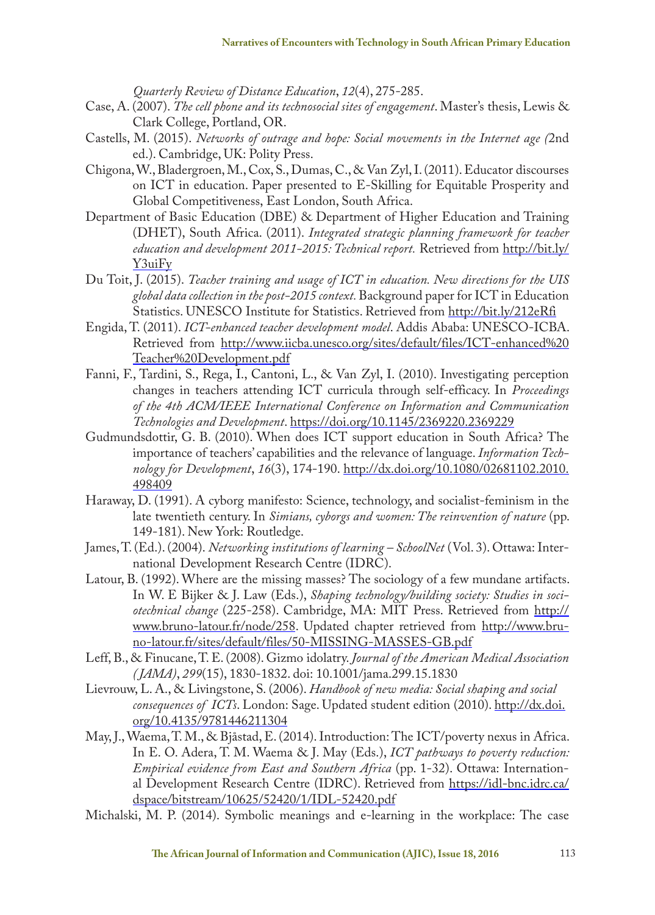*Quarterly Review of Distance Education*, *12*(4), 275-285.

Case, A. (2007). *The cell phone and its technosocial sites of engagement*. Master's thesis, Lewis & Clark College, Portland, OR.

Castells, M. (2015). *Networks of outrage and hope: Social movements in the Internet age (*2nd ed.). Cambridge, UK: Polity Press.

Chigona, W., Bladergroen, M., Cox, S., Dumas, C., & Van Zyl, I. (2011). Educator discourses on ICT in education. Paper presented to E-Skilling for Equitable Prosperity and Global Competitiveness, East London, South Africa.

Department of Basic Education (DBE) & Department of Higher Education and Training (DHET), South Africa. (2011). *Integrated strategic planning framework for teacher education and development 2011-2015: Technical report.* Retrieved from http://bit.ly/Y3uiFy

Du Toit, J. (2015). *Teacher training and usage of ICT in education. New directions for the UIS global data collection in the post-2015 context.* Background paper for ICT in Education Statistics. UNESCO Institute for Statistics. Retrieved from http://bit.ly/212eRfi

Engida, T. (2011). *ICT-enhanced teacher development model*. Addis Ababa: UNESCO-ICBA. Retrieved from http://www.iicba.unesco.org/sites/default/files/ICT-enhanced%20Teacher%20Development.pdf

Fanni, F., Tardini, S., Rega, I., Cantoni, L., & Van Zyl, I. (2010). Investigating perception changes in teachers attending ICT curricula through self-efficacy. In *Proceedings of the 4th ACM/IEEE International Conference on Information and Communication Technologies and Development*. https://doi.org/10.1145/2369220.2369229

Gudmundsdottir, G. B. (2010). When does ICT support education in South Africa? The importance of teachers' capabilities and the relevance of language. *Information Technology for Development*, *16*(3), 174-190. http://dx.doi.org/10.1080/02681102.2010.498409

Haraway, D. (1991). A cyborg manifesto: Science, technology, and socialist-feminism in the late twentieth century. In *Simians, cyborgs and women: The reinvention of nature* (pp. 149-181). New York: Routledge.

James, T. (Ed.). (2004). *Networking institutions of learning – SchoolNet* (Vol. 3). Ottawa: International Development Research Centre (IDRC).

Latour, B. (1992). Where are the missing masses? The sociology of a few mundane artifacts. In W. E Bijker & J. Law (Eds.), *Shaping technology/building society: Studies in sociotechnical change* (225-258). Cambridge, MA: MIT Press. Retrieved from http://www.bruno-latour.fr/node/258. Updated chapter retrieved from http://www.bruno-latour.fr/sites/default/files/50-MISSING-MASSES-GB.pdf

Leff, B., & Finucane, T. E. (2008). Gizmo idolatry. *Journal of the American Medical Association (JAMA)*, *299*(15), 1830-1832. doi: 10.1001/jama.299.15.1830

Lievrouw, L. A., & Livingstone, S. (2006). *Handbook of new media: Social shaping and social consequences of ICTs*. London: Sage. Updated student edition (2010). http://dx.doi.org/10.4135/9781446211304

May, J., Waema, T. M., & Bjåstad, E. (2014). Introduction: The ICT/poverty nexus in Africa. In E. O. Adera, T. M. Waema & J. May (Eds.), *ICT pathways to poverty reduction: Empirical evidence from East and Southern Africa* (pp. 1-32). Ottawa: International Development Research Centre (IDRC). Retrieved from https://idl-bnc.idrc.ca/dspace/bitstream/10625/52420/1/IDL-52420.pdf

Michalski, M. P. (2014). Symbolic meanings and e-learning in the workplace: The case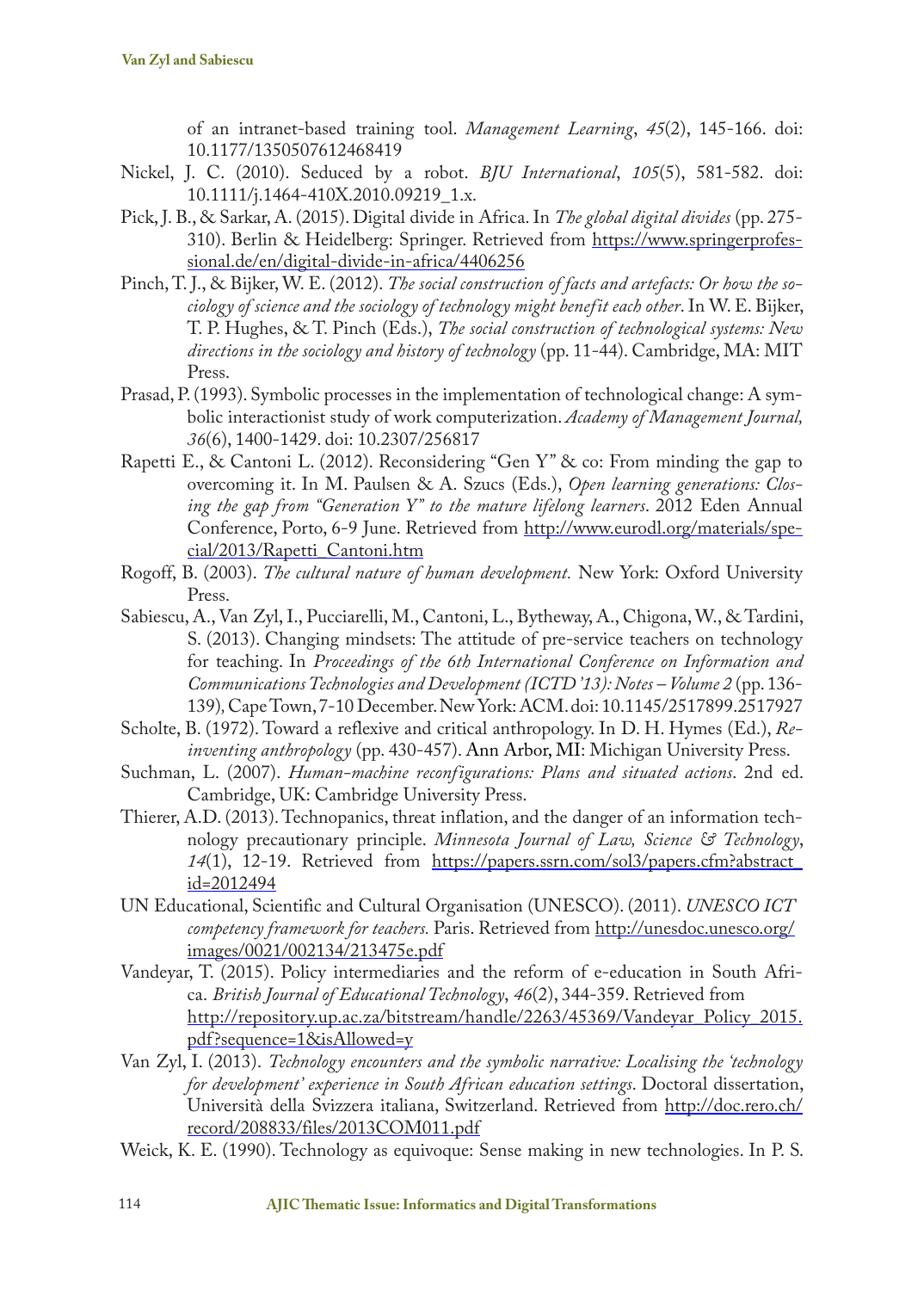of an intranet-based training tool. *Management Learning*, *45*(2), 145-166. doi: 10.1177/1350507612468419

Nickel, J. C. (2010). Seduced by a robot. *BJU International*, *105*(5), 581-582. doi: 10.1111/j.1464-410X.2010.09219_1.x.

Pick, J. B., & Sarkar, A. (2015). Digital divide in Africa. In *The global digital divides* (pp. 275-310). Berlin & Heidelberg: Springer. Retrieved from https://www.springerprofessional.de/en/digital-divide-in-africa/4406256

Pinch, T. J., & Bijker, W. E. (2012). *The social construction of facts and artefacts: Or how the sociology of science and the sociology of technology might benefit each other*. In W. E. Bijker, T. P. Hughes, & T. Pinch (Eds.), *The social construction of technological systems: New directions in the sociology and history of technology* (pp. 11-44). Cambridge, MA: MIT Press.

Prasad, P. (1993). Symbolic processes in the implementation of technological change: A symbolic interactionist study of work computerization. *Academy of Management Journal, 36*(6), 1400-1429. doi: 10.2307/256817

Rapetti E., & Cantoni L. (2012). Reconsidering "Gen Y" & co: From minding the gap to overcoming it. In M. Paulsen & A. Szucs (Eds.), *Open learning generations: Closing the gap from "Generation Y" to the mature lifelong learners*. 2012 Eden Annual Conference, Porto, 6-9 June. Retrieved from http://www.eurodl.org/materials/special/2013/Rapetti_Cantoni.htm

Rogoff, B. (2003). *The cultural nature of human development.* New York: Oxford University Press.

Sabiescu, A., Van Zyl, I., Pucciarelli, M., Cantoni, L., Bytheway, A., Chigona, W., & Tardini, S. (2013). Changing mindsets: The attitude of pre-service teachers on technology for teaching. In *Proceedings of the 6th International Conference on Information and Communications Technologies and Development (ICTD '13): Notes – Volume 2* (pp. 136-139), Cape Town, 7-10 December. New York: ACM. doi: 10.1145/2517899.2517927

Scholte, B. (1972). Toward a reflexive and critical anthropology. In D. H. Hymes (Ed.), *Reinventing anthropology* (pp. 430-457). Ann Arbor, MI: Michigan University Press.

Suchman, L. (2007). *Human-machine reconfigurations: Plans and situated actions*. 2nd ed. Cambridge, UK: Cambridge University Press.

Thierer, A.D. (2013). Technopanics, threat inflation, and the danger of an information technology precautionary principle. *Minnesota Journal of Law, Science & Technology*, *14*(1), 12-19. Retrieved from https://papers.ssrn.com/sol3/papers.cfm?abstract_id=2012494

UN Educational, Scientific and Cultural Organisation (UNESCO). (2011). *UNESCO ICT competency framework for teachers.* Paris. Retrieved from http://unesdoc.unesco.org/images/0021/002134/213475e.pdf

Vandeyar, T. (2015). Policy intermediaries and the reform of e-education in South Africa. *British Journal of Educational Technology*, *46*(2), 344-359. Retrieved from http://repository.up.ac.za/bitstream/handle/2263/45369/Vandeyar_Policy_2015.pdf?sequence=1&isAllowed=y

Van Zyl, I. (2013). *Technology encounters and the symbolic narrative: Localising the 'technology for development' experience in South African education settings*. Doctoral dissertation, Università della Svizzera italiana, Switzerland. Retrieved from http://doc.rero.ch/record/208833/files/2013COM011.pdf

Weick, K. E. (1990). Technology as equivoque: Sense making in new technologies. In P. S.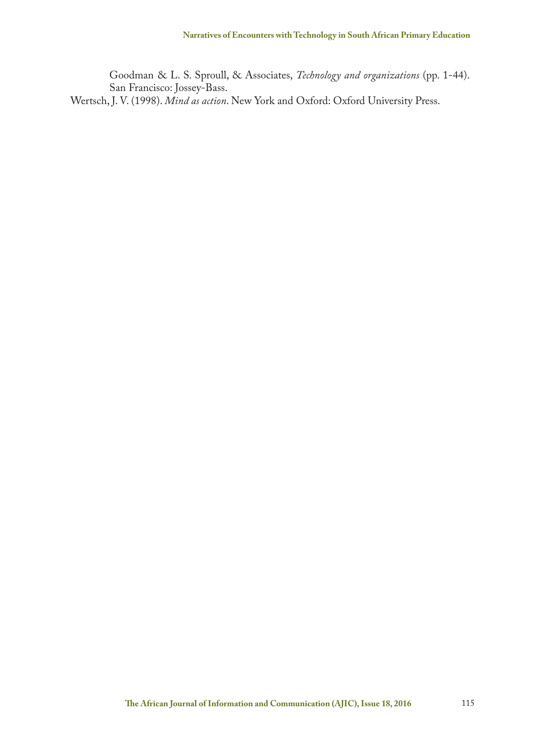Goodman & L. S. Sproull, & Associates, *Technology and organizations* (pp. 1-44). San Francisco: Jossey-Bass.

Wertsch, J. V. (1998). *Mind as action*. New York and Oxford: Oxford University Press.